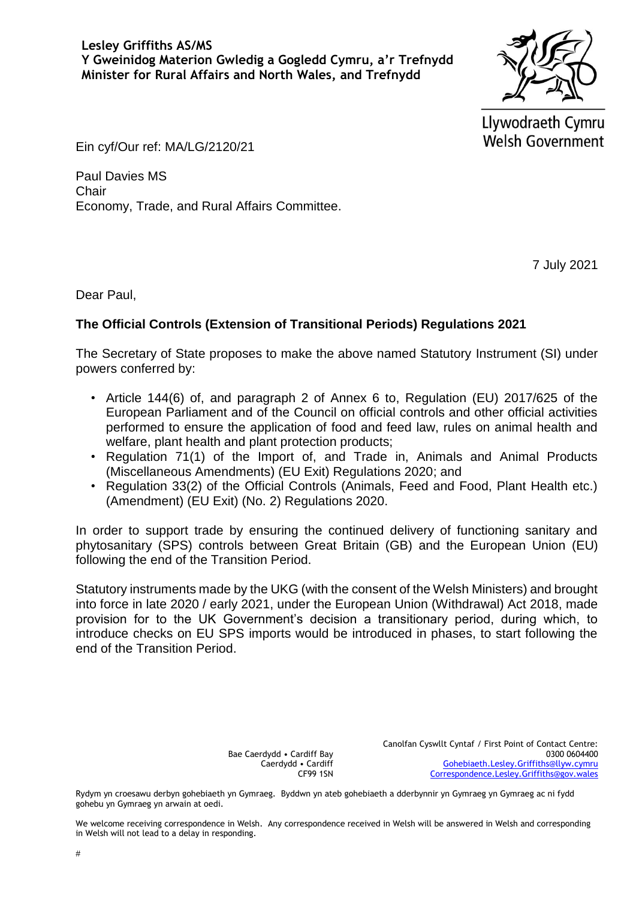**Lesley Griffiths AS/MS**
**Y Gweinidog Materion Gwledig a Gogledd Cymru, a'r Trefnydd**
**Minister for Rural Affairs and North Wales, and Trefnydd**

Llywodraeth Cymru
Welsh Government

Ein cyf/Our ref: MA/LG/2120/21

Paul Davies MS
Chair
Economy, Trade, and Rural Affairs Committee.

7 July 2021

Dear Paul,

**The Official Controls (Extension of Transitional Periods) Regulations 2021**

The Secretary of State proposes to make the above named Statutory Instrument (SI) under powers conferred by:

- Article 144(6) of, and paragraph 2 of Annex 6 to, Regulation (EU) 2017/625 of the European Parliament and of the Council on official controls and other official activities performed to ensure the application of food and feed law, rules on animal health and welfare, plant health and plant protection products;
- Regulation 71(1) of the Import of, and Trade in, Animals and Animal Products (Miscellaneous Amendments) (EU Exit) Regulations 2020; and
- Regulation 33(2) of the Official Controls (Animals, Feed and Food, Plant Health etc.) (Amendment) (EU Exit) (No. 2) Regulations 2020.

In order to support trade by ensuring the continued delivery of functioning sanitary and phytosanitary (SPS) controls between Great Britain (GB) and the European Union (EU) following the end of the Transition Period.

Statutory instruments made by the UKG (with the consent of the Welsh Ministers) and brought into force in late 2020 / early 2021, under the European Union (Withdrawal) Act 2018, made provision for to the UK Government's decision a transitionary period, during which, to introduce checks on EU SPS imports would be introduced in phases, to start following the end of the Transition Period.

Bae Caerdydd • Cardiff Bay
Caerdydd • Cardiff
CF99 1SN

Canolfan Cyswllt Cyntaf / First Point of Contact Centre:
0300 0604400
Gohebiaeth.Lesley.Griffiths@llyw.cymru
Correspondence.Lesley.Griffiths@gov.wales

Rydym yn croesawu derbyn gohebiaeth yn Gymraeg. Byddwn yn ateb gohebiaeth a dderbynnir yn Gymraeg yn Gymraeg ac ni fydd gohebu yn Gymraeg yn arwain at oedi.

We welcome receiving correspondence in Welsh. Any correspondence received in Welsh will be answered in Welsh and corresponding in Welsh will not lead to a delay in responding.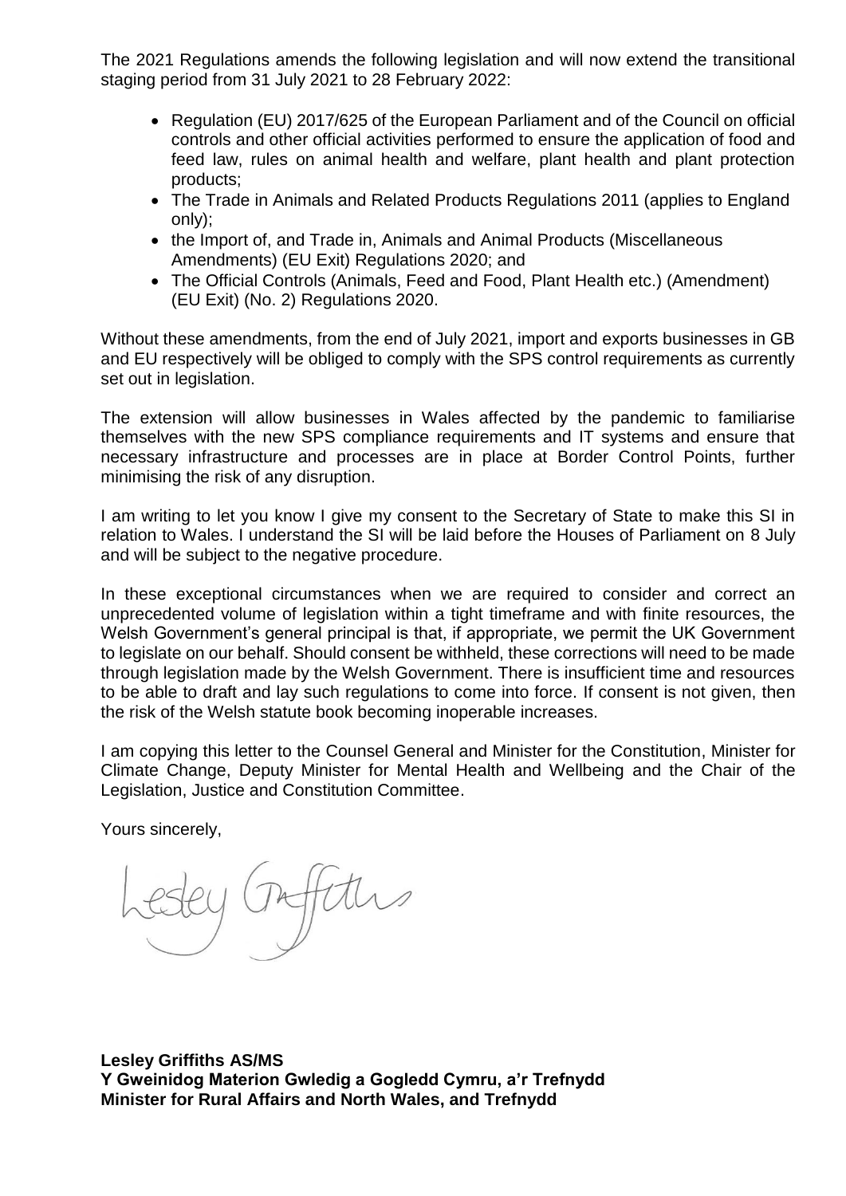The 2021 Regulations amends the following legislation and will now extend the transitional staging period from 31 July 2021 to 28 February 2022:

- Regulation (EU) 2017/625 of the European Parliament and of the Council on official controls and other official activities performed to ensure the application of food and feed law, rules on animal health and welfare, plant health and plant protection products;
- The Trade in Animals and Related Products Regulations 2011 (applies to England only);
- the Import of, and Trade in, Animals and Animal Products (Miscellaneous Amendments) (EU Exit) Regulations 2020; and
- The Official Controls (Animals, Feed and Food, Plant Health etc.) (Amendment) (EU Exit) (No. 2) Regulations 2020.

Without these amendments, from the end of July 2021, import and exports businesses in GB and EU respectively will be obliged to comply with the SPS control requirements as currently set out in legislation.

The extension will allow businesses in Wales affected by the pandemic to familiarise themselves with the new SPS compliance requirements and IT systems and ensure that necessary infrastructure and processes are in place at Border Control Points, further minimising the risk of any disruption.

I am writing to let you know I give my consent to the Secretary of State to make this SI in relation to Wales. I understand the SI will be laid before the Houses of Parliament on 8 July and will be subject to the negative procedure.

In these exceptional circumstances when we are required to consider and correct an unprecedented volume of legislation within a tight timeframe and with finite resources, the Welsh Government's general principal is that, if appropriate, we permit the UK Government to legislate on our behalf. Should consent be withheld, these corrections will need to be made through legislation made by the Welsh Government. There is insufficient time and resources to be able to draft and lay such regulations to come into force. If consent is not given, then the risk of the Welsh statute book becoming inoperable increases.

I am copying this letter to the Counsel General and Minister for the Constitution, Minister for Climate Change, Deputy Minister for Mental Health and Wellbeing and the Chair of the Legislation, Justice and Constitution Committee.

Yours sincerely,

Lesley Griffiths

**Lesley Griffiths AS/MS**
**Y Gweinidog Materion Gwledig a Gogledd Cymru, a'r Trefnydd**
**Minister for Rural Affairs and North Wales, and Trefnydd**